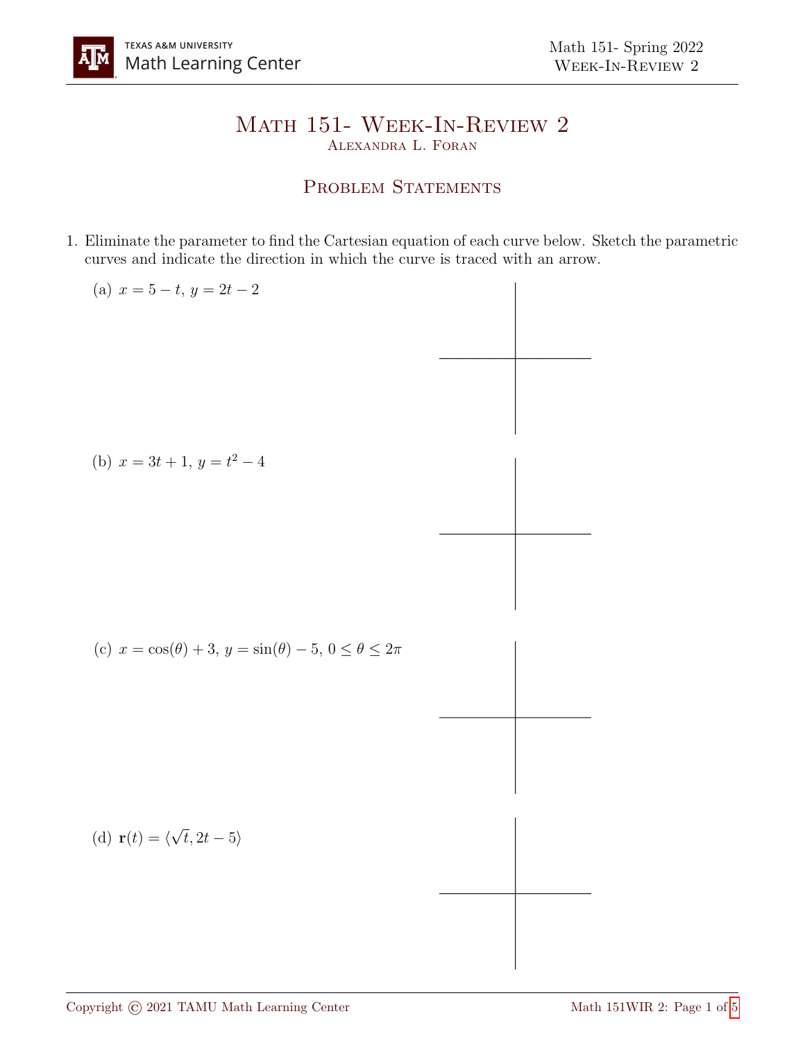# Math 151- Week-In-Review 2

Alexandra L. Foran

## Problem Statements

1. Eliminate the parameter to find the Cartesian equation of each curve below. Sketch the parametric curves and indicate the direction in which the curve is traced with an arrow.

   (a) $x = 5 - t$, $y = 2t - 2$

   (b) $x = 3t + 1$, $y = t^2 - 4$

   (c) $x = \cos(\theta) + 3$, $y = \sin(\theta) - 5$, $0 \leq \theta \leq 2\pi$

   (d) $\mathbf{r}(t) = \langle \sqrt{t}, 2t - 5 \rangle$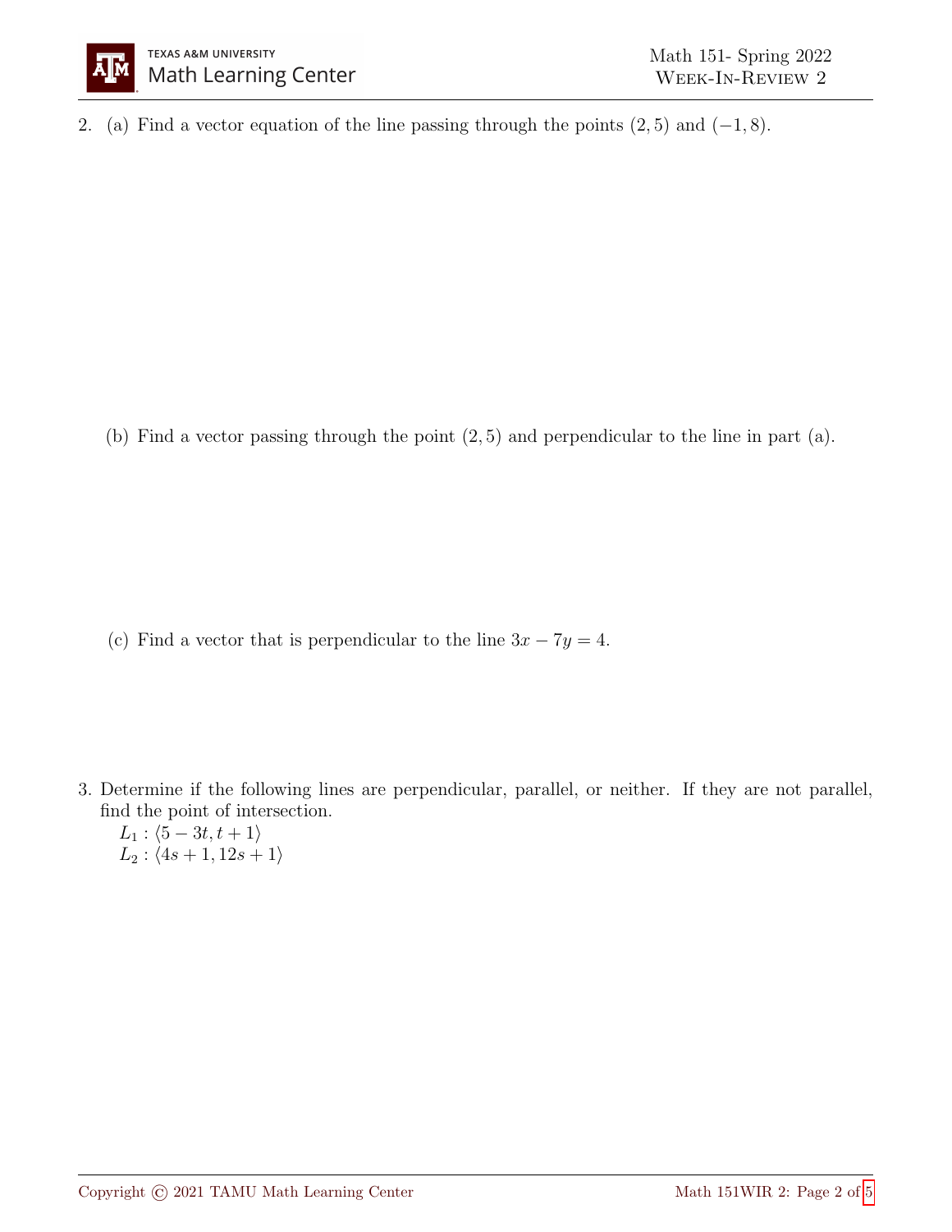2. (a) Find a vector equation of the line passing through the points $(2, 5)$ and $(-1, 8)$.

   (b) Find a vector passing through the point $(2, 5)$ and perpendicular to the line in part (a).

   (c) Find a vector that is perpendicular to the line $3x - 7y = 4$.

3. Determine if the following lines are perpendicular, parallel, or neither. If they are not parallel, find the point of intersection.

   $L_1 : \langle 5 - 3t, t + 1 \rangle$

   $L_2 : \langle 4s + 1, 12s + 1 \rangle$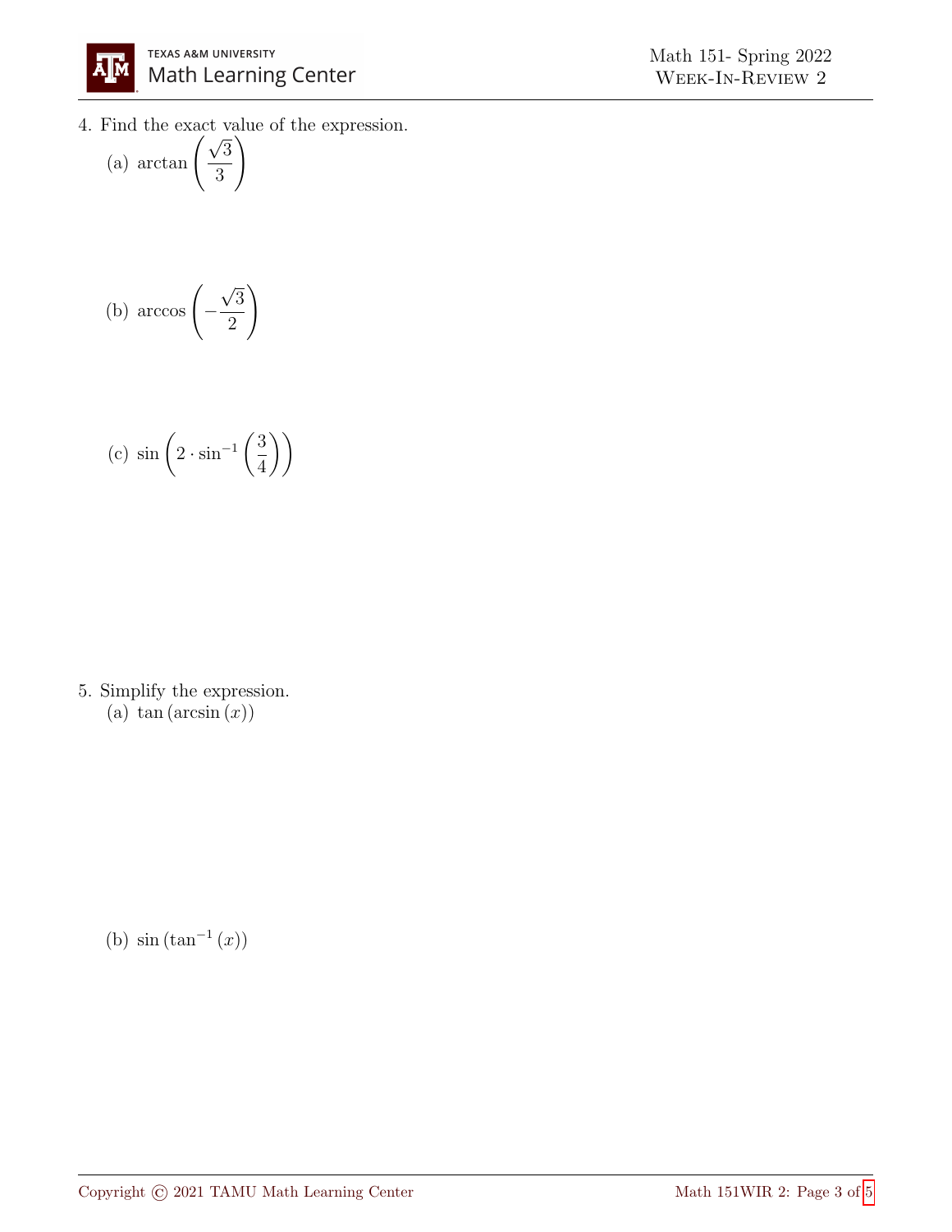4. Find the exact value of the expression.

   (a) $\arctan\left(\dfrac{\sqrt{3}}{3}\right)$

   (b) $\arccos\left(-\dfrac{\sqrt{3}}{2}\right)$

   (c) $\sin\left(2 \cdot \sin^{-1}\left(\dfrac{3}{4}\right)\right)$

5. Simplify the expression.

   (a) $\tan(\arcsin(x))$

   (b) $\sin(\tan^{-1}(x))$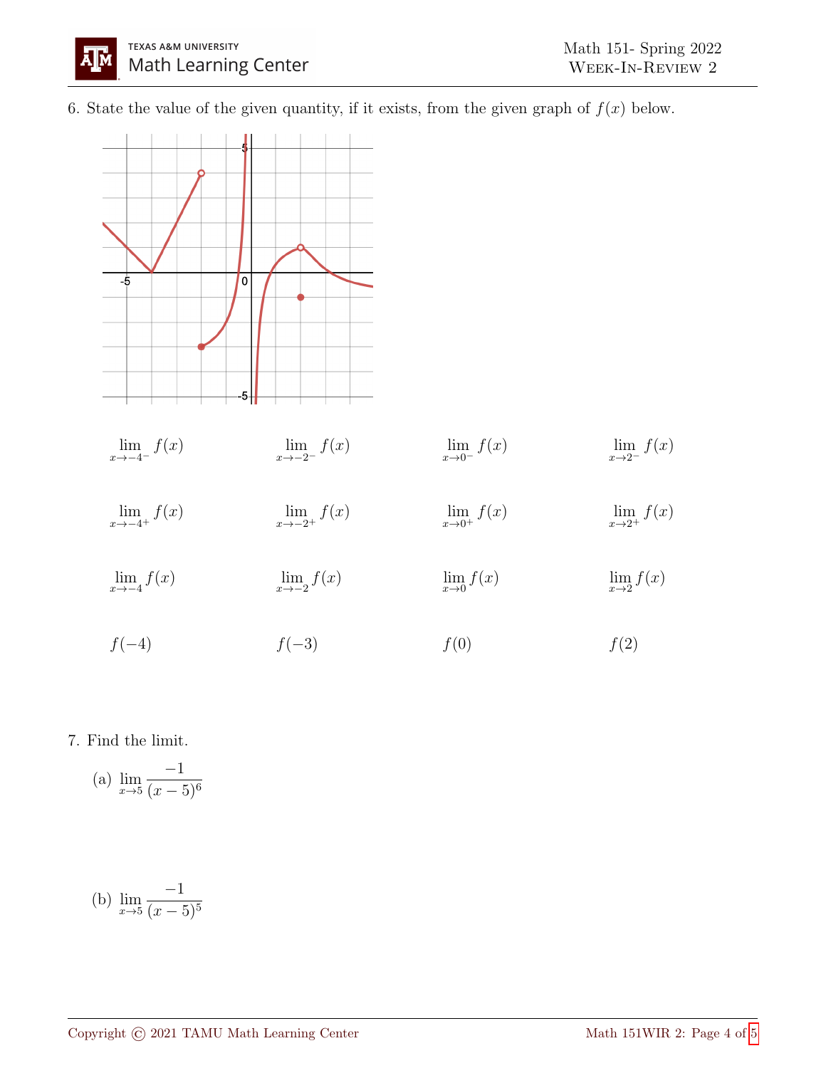6. State the value of the given quantity, if it exists, from the given graph of $f(x)$ below.

$\lim_{x \to -4^-} f(x)$ $\lim_{x \to -2^-} f(x)$ $\lim_{x \to 0^-} f(x)$ $\lim_{x \to 2^-} f(x)$

$\lim_{x \to -4^+} f(x)$ $\lim_{x \to -2^+} f(x)$ $\lim_{x \to 0^+} f(x)$ $\lim_{x \to 2^+} f(x)$

$\lim_{x \to -4} f(x)$ $\lim_{x \to -2} f(x)$ $\lim_{x \to 0} f(x)$ $\lim_{x \to 2} f(x)$

$f(-4)$ $f(-3)$ $f(0)$ $f(2)$

7. Find the limit.

(a) $\displaystyle \lim_{x \to 5} \frac{-1}{(x-5)^6}$

(b) $\displaystyle \lim_{x \to 5} \frac{-1}{(x-5)^5}$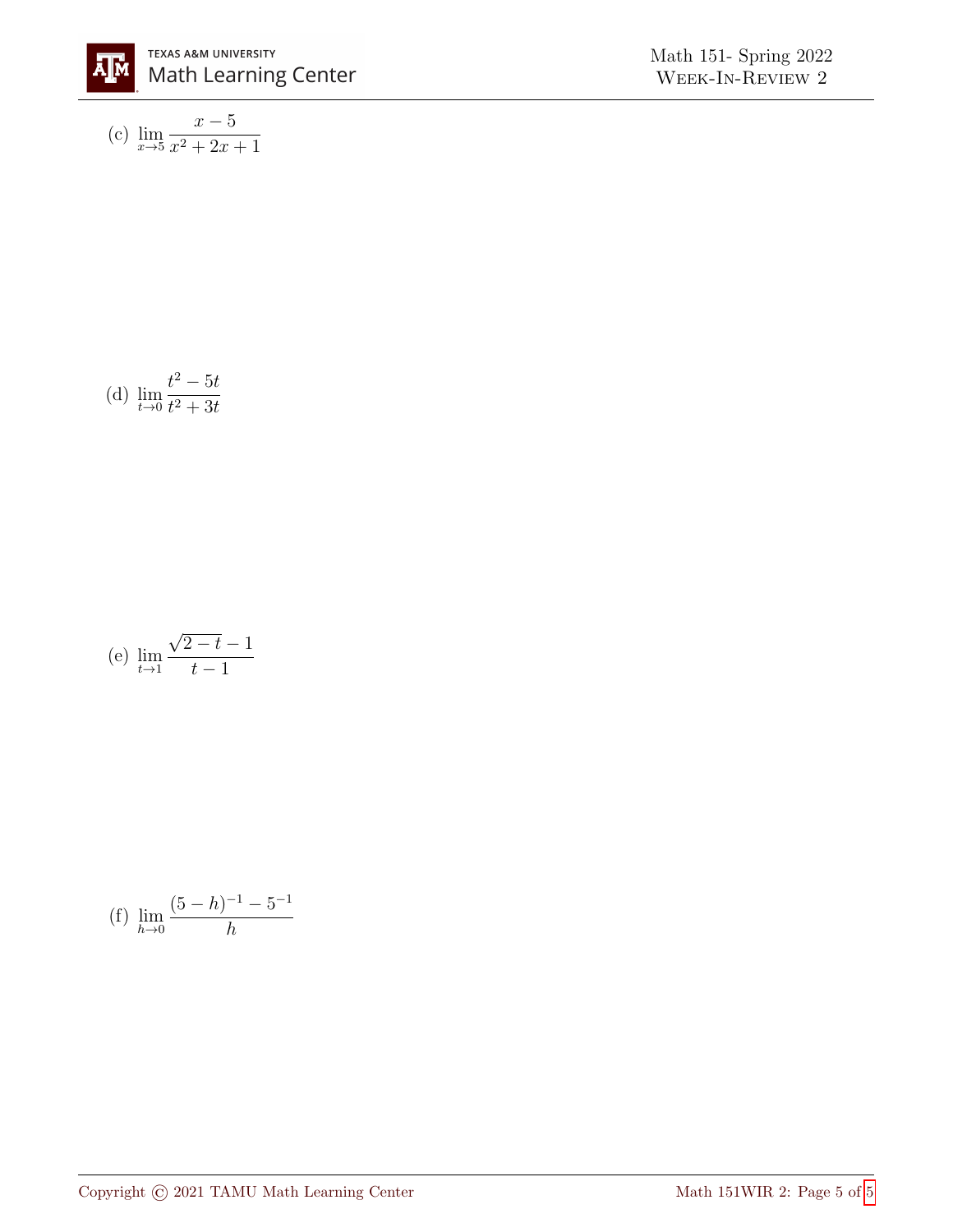(c) $\lim_{x \to 5} \frac{x - 5}{x^2 + 2x + 1}$

(d) $\lim_{t \to 0} \frac{t^2 - 5t}{t^2 + 3t}$

(e) $\lim_{t \to 1} \frac{\sqrt{2 - t} - 1}{t - 1}$

(f) $\lim_{h \to 0} \frac{(5 - h)^{-1} - 5^{-1}}{h}$